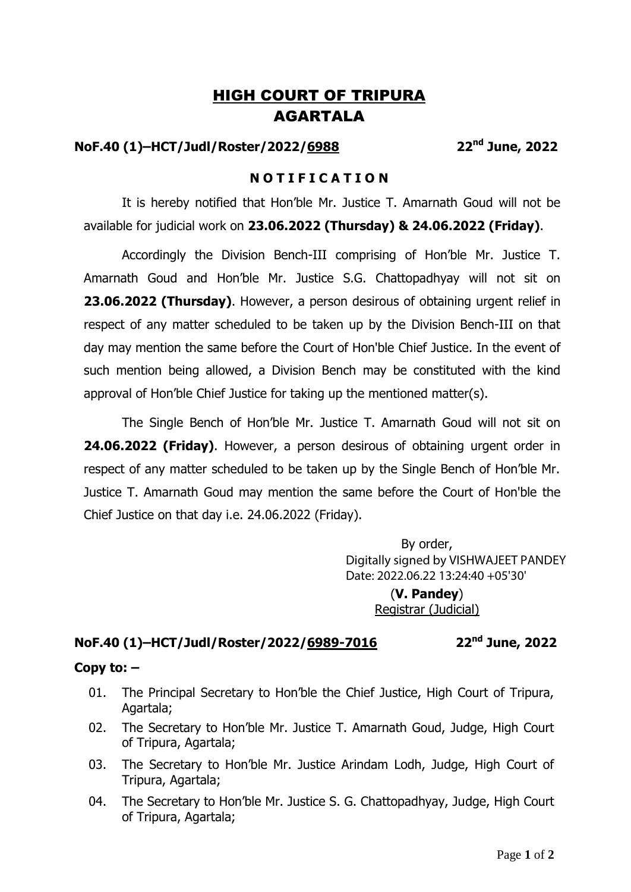# HIGH COURT OF TRIPURA
# AGARTALA

**NoF.40 (1)–HCT/Judl/Roster/2022/6988** **22nd June, 2022**

**N O T I F I C A T I O N**

It is hereby notified that Hon'ble Mr. Justice T. Amarnath Goud will not be available for judicial work on **23.06.2022 (Thursday) & 24.06.2022 (Friday)**.

Accordingly the Division Bench-III comprising of Hon'ble Mr. Justice T. Amarnath Goud and Hon'ble Mr. Justice S.G. Chattopadhyay will not sit on **23.06.2022 (Thursday)**. However, a person desirous of obtaining urgent relief in respect of any matter scheduled to be taken up by the Division Bench-III on that day may mention the same before the Court of Hon'ble Chief Justice. In the event of such mention being allowed, a Division Bench may be constituted with the kind approval of Hon'ble Chief Justice for taking up the mentioned matter(s).

The Single Bench of Hon'ble Mr. Justice T. Amarnath Goud will not sit on **24.06.2022 (Friday)**. However, a person desirous of obtaining urgent order in respect of any matter scheduled to be taken up by the Single Bench of Hon'ble Mr. Justice T. Amarnath Goud may mention the same before the Court of Hon'ble the Chief Justice on that day i.e. 24.06.2022 (Friday).

By order,
Digitally signed by VISHWAJEET PANDEY
Date: 2022.06.22 13:24:40 +05'30'

(**V. Pandey**)
Registrar (Judicial)

**NoF.40 (1)–HCT/Judl/Roster/2022/6989-7016** **22nd June, 2022**

**Copy to: –**

01. The Principal Secretary to Hon'ble the Chief Justice, High Court of Tripura, Agartala;
02. The Secretary to Hon'ble Mr. Justice T. Amarnath Goud, Judge, High Court of Tripura, Agartala;
03. The Secretary to Hon'ble Mr. Justice Arindam Lodh, Judge, High Court of Tripura, Agartala;
04. The Secretary to Hon'ble Mr. Justice S. G. Chattopadhyay, Judge, High Court of Tripura, Agartala;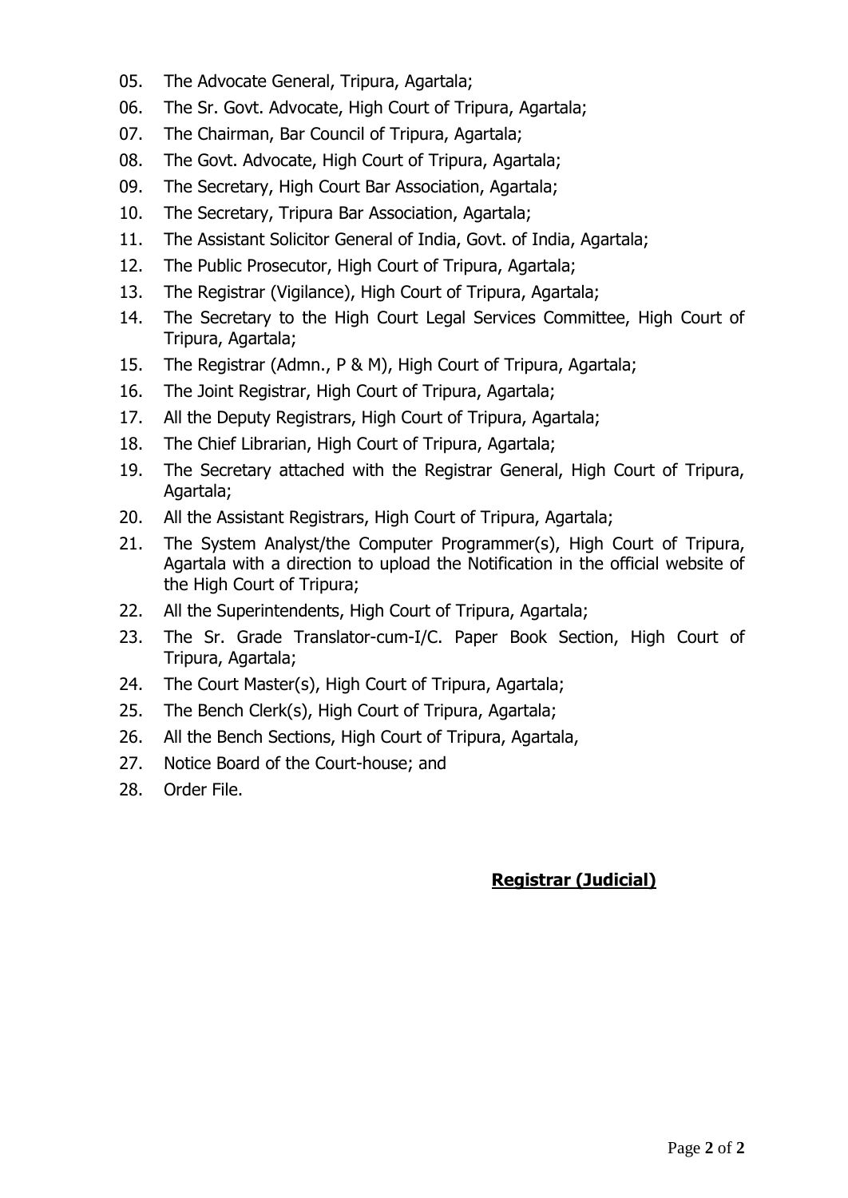05. The Advocate General, Tripura, Agartala;
06. The Sr. Govt. Advocate, High Court of Tripura, Agartala;
07. The Chairman, Bar Council of Tripura, Agartala;
08. The Govt. Advocate, High Court of Tripura, Agartala;
09. The Secretary, High Court Bar Association, Agartala;
10. The Secretary, Tripura Bar Association, Agartala;
11. The Assistant Solicitor General of India, Govt. of India, Agartala;
12. The Public Prosecutor, High Court of Tripura, Agartala;
13. The Registrar (Vigilance), High Court of Tripura, Agartala;
14. The Secretary to the High Court Legal Services Committee, High Court of Tripura, Agartala;
15. The Registrar (Admn., P & M), High Court of Tripura, Agartala;
16. The Joint Registrar, High Court of Tripura, Agartala;
17. All the Deputy Registrars, High Court of Tripura, Agartala;
18. The Chief Librarian, High Court of Tripura, Agartala;
19. The Secretary attached with the Registrar General, High Court of Tripura, Agartala;
20. All the Assistant Registrars, High Court of Tripura, Agartala;
21. The System Analyst/the Computer Programmer(s), High Court of Tripura, Agartala with a direction to upload the Notification in the official website of the High Court of Tripura;
22. All the Superintendents, High Court of Tripura, Agartala;
23. The Sr. Grade Translator-cum-I/C. Paper Book Section, High Court of Tripura, Agartala;
24. The Court Master(s), High Court of Tripura, Agartala;
25. The Bench Clerk(s), High Court of Tripura, Agartala;
26. All the Bench Sections, High Court of Tripura, Agartala,
27. Notice Board of the Court-house; and
28. Order File.

**Registrar (Judicial)**